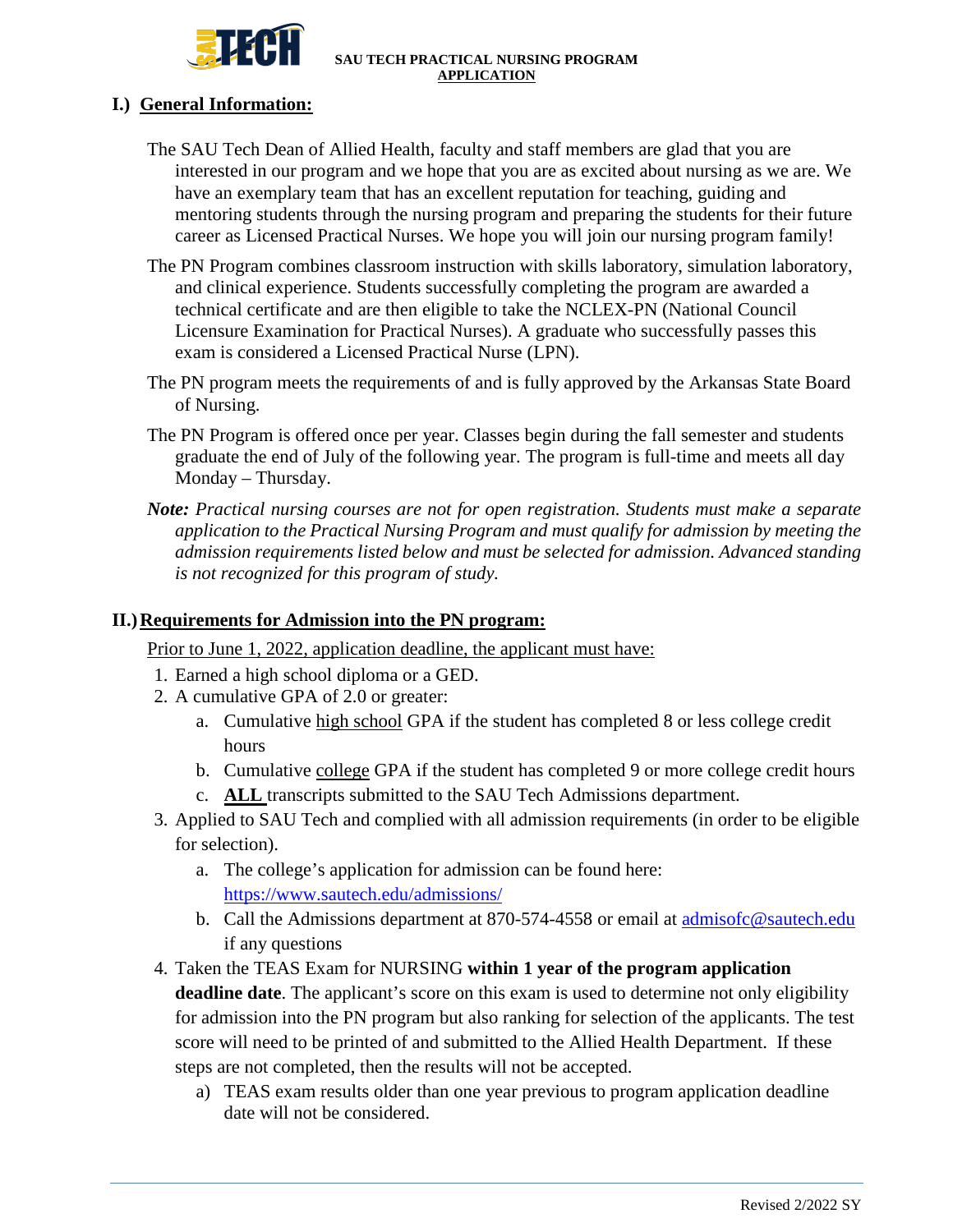# SAU TECH PRACTICAL NURSING PROGRAM APPLICATION

## I.) General Information:

The SAU Tech Dean of Allied Health, faculty and staff members are glad that you are interested in our program and we hope that you are as excited about nursing as we are. We have an exemplary team that has an excellent reputation for teaching, guiding and mentoring students through the nursing program and preparing the students for their future career as Licensed Practical Nurses. We hope you will join our nursing program family!

The PN Program combines classroom instruction with skills laboratory, simulation laboratory, and clinical experience. Students successfully completing the program are awarded a technical certificate and are then eligible to take the NCLEX-PN (National Council Licensure Examination for Practical Nurses). A graduate who successfully passes this exam is considered a Licensed Practical Nurse (LPN).

The PN program meets the requirements of and is fully approved by the Arkansas State Board of Nursing.

The PN Program is offered once per year. Classes begin during the fall semester and students graduate the end of July of the following year. The program is full-time and meets all day Monday – Thursday.

***Note:*** *Practical nursing courses are not for open registration. Students must make a separate application to the Practical Nursing Program and must qualify for admission by meeting the admission requirements listed below and must be selected for admission. Advanced standing is not recognized for this program of study.*

## II.) Requirements for Admission into the PN program:

Prior to June 1, 2022, application deadline, the applicant must have:

1. Earned a high school diploma or a GED.
2. A cumulative GPA of 2.0 or greater:
   a. Cumulative high school GPA if the student has completed 8 or less college credit hours
   b. Cumulative college GPA if the student has completed 9 or more college credit hours
   c. **ALL** transcripts submitted to the SAU Tech Admissions department.
3. Applied to SAU Tech and complied with all admission requirements (in order to be eligible for selection).
   a. The college's application for admission can be found here: https://www.sautech.edu/admissions/
   b. Call the Admissions department at 870-574-4558 or email at admisofc@sautech.edu if any questions
4. Taken the TEAS Exam for NURSING **within 1 year of the program application deadline date**. The applicant's score on this exam is used to determine not only eligibility for admission into the PN program but also ranking for selection of the applicants. The test score will need to be printed of and submitted to the Allied Health Department. If these steps are not completed, then the results will not be accepted.
   a) TEAS exam results older than one year previous to program application deadline date will not be considered.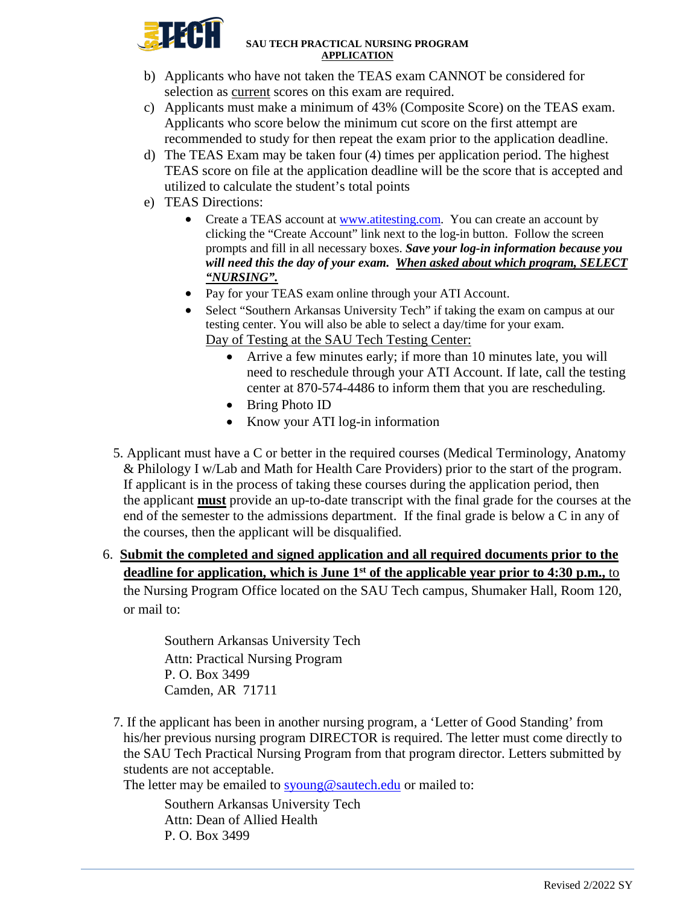b) Applicants who have not taken the TEAS exam CANNOT be considered for selection as current scores on this exam are required.

c) Applicants must make a minimum of 43% (Composite Score) on the TEAS exam. Applicants who score below the minimum cut score on the first attempt are recommended to study for then repeat the exam prior to the application deadline.

d) The TEAS Exam may be taken four (4) times per application period. The highest TEAS score on file at the application deadline will be the score that is accepted and utilized to calculate the student's total points

e) TEAS Directions:

- Create a TEAS account at www.atitesting.com. You can create an account by clicking the "Create Account" link next to the log-in button. Follow the screen prompts and fill in all necessary boxes. ***Save your log-in information because you will need this the day of your exam.*** ***When asked about which program, SELECT "NURSING".***
- Pay for your TEAS exam online through your ATI Account.
- Select "Southern Arkansas University Tech" if taking the exam on campus at our testing center. You will also be able to select a day/time for your exam.

  Day of Testing at the SAU Tech Testing Center:
  - Arrive a few minutes early; if more than 10 minutes late, you will need to reschedule through your ATI Account. If late, call the testing center at 870-574-4486 to inform them that you are rescheduling.
  - Bring Photo ID
  - Know your ATI log-in information

5. Applicant must have a C or better in the required courses (Medical Terminology, Anatomy & Philology I w/Lab and Math for Health Care Providers) prior to the start of the program. If applicant is in the process of taking these courses during the application period, then the applicant **must** provide an up-to-date transcript with the final grade for the courses at the end of the semester to the admissions department. If the final grade is below a C in any of the courses, then the applicant will be disqualified.

6. **Submit the completed and signed application and all required documents prior to the deadline for application, which is June 1st of the applicable year prior to 4:30 p.m.,** to the Nursing Program Office located on the SAU Tech campus, Shumaker Hall, Room 120, or mail to:

   Southern Arkansas University Tech
   Attn: Practical Nursing Program
   P. O. Box 3499
   Camden, AR 71711

7. If the applicant has been in another nursing program, a 'Letter of Good Standing' from his/her previous nursing program DIRECTOR is required. The letter must come directly to the SAU Tech Practical Nursing Program from that program director. Letters submitted by students are not acceptable.

   The letter may be emailed to syoung@sautech.edu or mailed to:

   Southern Arkansas University Tech
   Attn: Dean of Allied Health
   P. O. Box 3499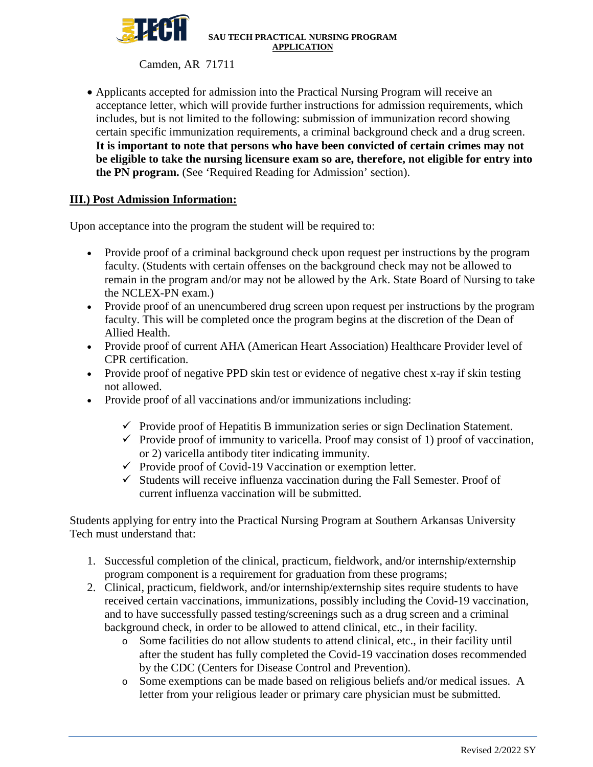Camden, AR 71711

- Applicants accepted for admission into the Practical Nursing Program will receive an acceptance letter, which will provide further instructions for admission requirements, which includes, but is not limited to the following: submission of immunization record showing certain specific immunization requirements, a criminal background check and a drug screen. **It is important to note that persons who have been convicted of certain crimes may not be eligible to take the nursing licensure exam so are, therefore, not eligible for entry into the PN program.** (See 'Required Reading for Admission' section).

## III.) Post Admission Information:

Upon acceptance into the program the student will be required to:

- Provide proof of a criminal background check upon request per instructions by the program faculty. (Students with certain offenses on the background check may not be allowed to remain in the program and/or may not be allowed by the Ark. State Board of Nursing to take the NCLEX-PN exam.)
- Provide proof of an unencumbered drug screen upon request per instructions by the program faculty. This will be completed once the program begins at the discretion of the Dean of Allied Health.
- Provide proof of current AHA (American Heart Association) Healthcare Provider level of CPR certification.
- Provide proof of negative PPD skin test or evidence of negative chest x-ray if skin testing not allowed.
- Provide proof of all vaccinations and/or immunizations including:
  - ✓ Provide proof of Hepatitis B immunization series or sign Declination Statement.
  - ✓ Provide proof of immunity to varicella. Proof may consist of 1) proof of vaccination, or 2) varicella antibody titer indicating immunity.
  - ✓ Provide proof of Covid-19 Vaccination or exemption letter.
  - ✓ Students will receive influenza vaccination during the Fall Semester. Proof of current influenza vaccination will be submitted.

Students applying for entry into the Practical Nursing Program at Southern Arkansas University Tech must understand that:

1. Successful completion of the clinical, practicum, fieldwork, and/or internship/externship program component is a requirement for graduation from these programs;
2. Clinical, practicum, fieldwork, and/or internship/externship sites require students to have received certain vaccinations, immunizations, possibly including the Covid-19 vaccination, and to have successfully passed testing/screenings such as a drug screen and a criminal background check, in order to be allowed to attend clinical, etc., in their facility.
   - Some facilities do not allow students to attend clinical, etc., in their facility until after the student has fully completed the Covid-19 vaccination doses recommended by the CDC (Centers for Disease Control and Prevention).
   - Some exemptions can be made based on religious beliefs and/or medical issues. A letter from your religious leader or primary care physician must be submitted.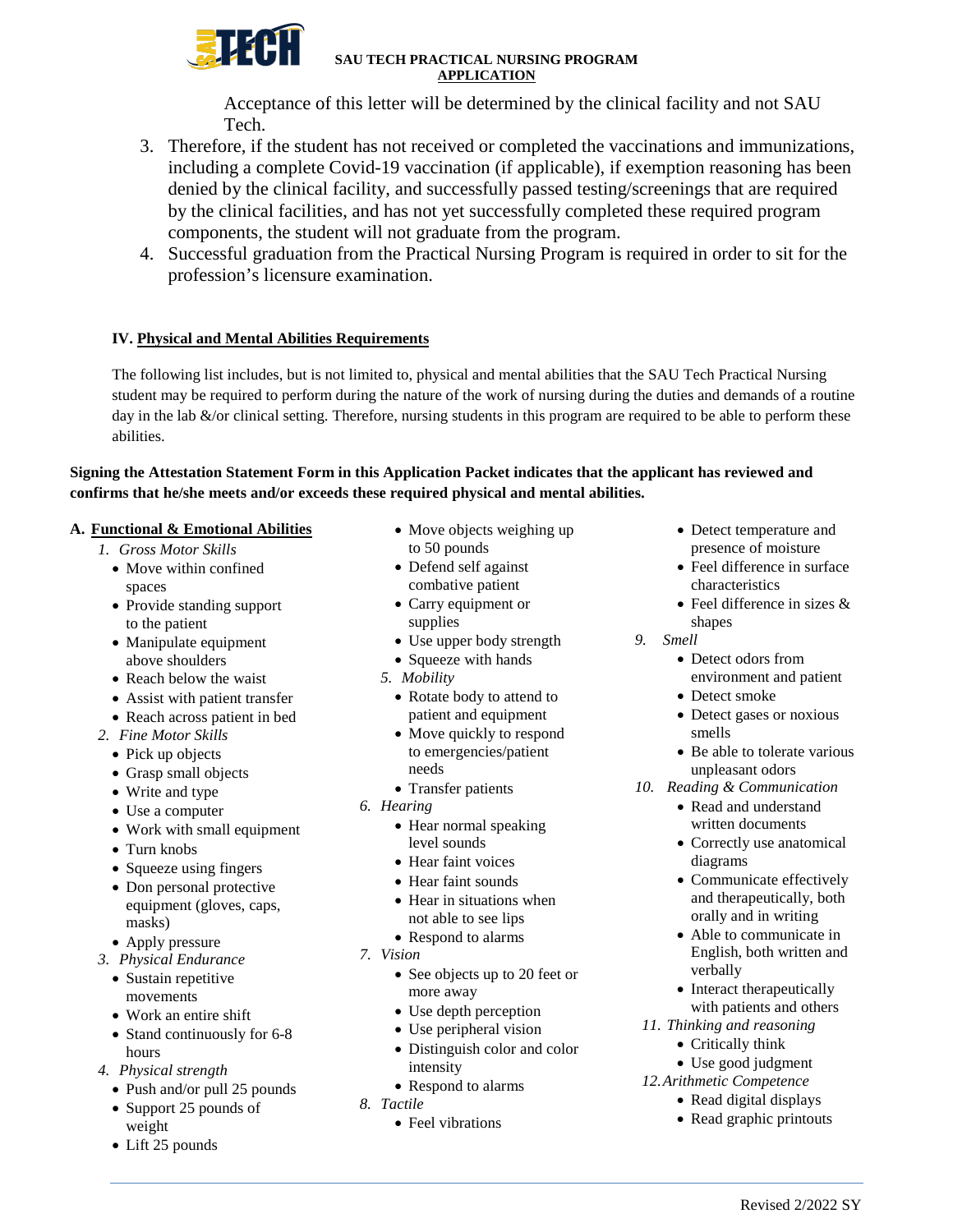Acceptance of this letter will be determined by the clinical facility and not SAU Tech.

3. Therefore, if the student has not received or completed the vaccinations and immunizations, including a complete Covid-19 vaccination (if applicable), if exemption reasoning has been denied by the clinical facility, and successfully passed testing/screenings that are required by the clinical facilities, and has not yet successfully completed these required program components, the student will not graduate from the program.
4. Successful graduation from the Practical Nursing Program is required in order to sit for the profession's licensure examination.

### IV. Physical and Mental Abilities Requirements

The following list includes, but is not limited to, physical and mental abilities that the SAU Tech Practical Nursing student may be required to perform during the nature of the work of nursing during the duties and demands of a routine day in the lab &/or clinical setting. Therefore, nursing students in this program are required to be able to perform these abilities.

**Signing the Attestation Statement Form in this Application Packet indicates that the applicant has reviewed and confirms that he/she meets and/or exceeds these required physical and mental abilities.**

**A. Functional & Emotional Abilities**

1. *Gross Motor Skills*
   - Move within confined spaces
   - Provide standing support to the patient
   - Manipulate equipment above shoulders
   - Reach below the waist
   - Assist with patient transfer
   - Reach across patient in bed
2. *Fine Motor Skills*
   - Pick up objects
   - Grasp small objects
   - Write and type
   - Use a computer
   - Work with small equipment
   - Turn knobs
   - Squeeze using fingers
   - Don personal protective equipment (gloves, caps, masks)
   - Apply pressure
3. *Physical Endurance*
   - Sustain repetitive movements
   - Work an entire shift
   - Stand continuously for 6-8 hours
4. *Physical strength*
   - Push and/or pull 25 pounds
   - Support 25 pounds of weight
   - Lift 25 pounds
   - Move objects weighing up to 50 pounds
   - Defend self against combative patient
   - Carry equipment or supplies
   - Use upper body strength
   - Squeeze with hands
5. *Mobility*
   - Rotate body to attend to patient and equipment
   - Move quickly to respond to emergencies/patient needs
   - Transfer patients
6. *Hearing*
   - Hear normal speaking level sounds
   - Hear faint voices
   - Hear faint sounds
   - Hear in situations when not able to see lips
   - Respond to alarms
7. *Vision*
   - See objects up to 20 feet or more away
   - Use depth perception
   - Use peripheral vision
   - Distinguish color and color intensity
   - Respond to alarms
8. *Tactile*
   - Feel vibrations
   - Detect temperature and presence of moisture
   - Feel difference in surface characteristics
   - Feel difference in sizes & shapes
9. *Smell*
   - Detect odors from environment and patient
   - Detect smoke
   - Detect gases or noxious smells
   - Be able to tolerate various unpleasant odors
10. *Reading & Communication*
    - Read and understand written documents
    - Correctly use anatomical diagrams
    - Communicate effectively and therapeutically, both orally and in writing
    - Able to communicate in English, both written and verbally
    - Interact therapeutically with patients and others
11. *Thinking and reasoning*
    - Critically think
    - Use good judgment
12. *Arithmetic Competence*
    - Read digital displays
    - Read graphic printouts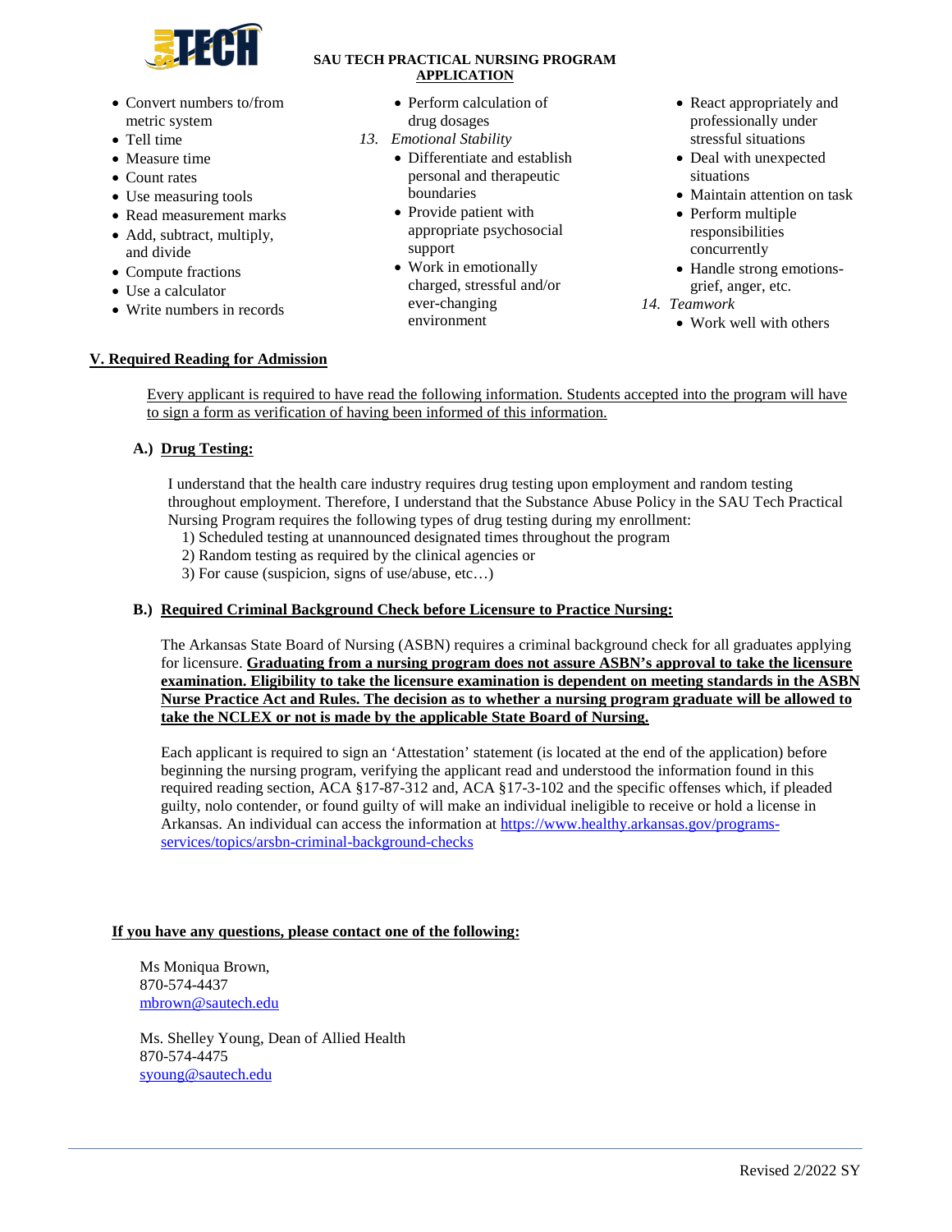**SAU TECH PRACTICAL NURSING PROGRAM**
**APPLICATION**

- Convert numbers to/from metric system
- Tell time
- Measure time
- Count rates
- Use measuring tools
- Read measurement marks
- Add, subtract, multiply, and divide
- Compute fractions
- Use a calculator
- Write numbers in records
- Perform calculation of drug dosages

13. *Emotional Stability*
    - Differentiate and establish personal and therapeutic boundaries
    - Provide patient with appropriate psychosocial support
    - Work in emotionally charged, stressful and/or ever-changing environment
    - React appropriately and professionally under stressful situations
    - Deal with unexpected situations
    - Maintain attention on task
    - Perform multiple responsibilities concurrently
    - Handle strong emotions-grief, anger, etc.
14. *Teamwork*
    - Work well with others

## V. Required Reading for Admission

Every applicant is required to have read the following information. Students accepted into the program will have to sign a form as verification of having been informed of this information.

### A.) Drug Testing:

I understand that the health care industry requires drug testing upon employment and random testing throughout employment. Therefore, I understand that the Substance Abuse Policy in the SAU Tech Practical Nursing Program requires the following types of drug testing during my enrollment:

1) Scheduled testing at unannounced designated times throughout the program
2) Random testing as required by the clinical agencies or
3) For cause (suspicion, signs of use/abuse, etc…)

### B.) Required Criminal Background Check before Licensure to Practice Nursing:

The Arkansas State Board of Nursing (ASBN) requires a criminal background check for all graduates applying for licensure. **Graduating from a nursing program does not assure ASBN's approval to take the licensure examination. Eligibility to take the licensure examination is dependent on meeting standards in the ASBN Nurse Practice Act and Rules. The decision as to whether a nursing program graduate will be allowed to take the NCLEX or not is made by the applicable State Board of Nursing.**

Each applicant is required to sign an 'Attestation' statement (is located at the end of the application) before beginning the nursing program, verifying the applicant read and understood the information found in this required reading section, ACA §17-87-312 and, ACA §17-3-102 and the specific offenses which, if pleaded guilty, nolo contender, or found guilty of will make an individual ineligible to receive or hold a license in Arkansas. An individual can access the information at https://www.healthy.arkansas.gov/programs-services/topics/arsbn-criminal-background-checks

**If you have any questions, please contact one of the following:**

Ms Moniqua Brown,
870-574-4437
mbrown@sautech.edu

Ms. Shelley Young, Dean of Allied Health
870-574-4475
syoung@sautech.edu

Revised 2/2022 SY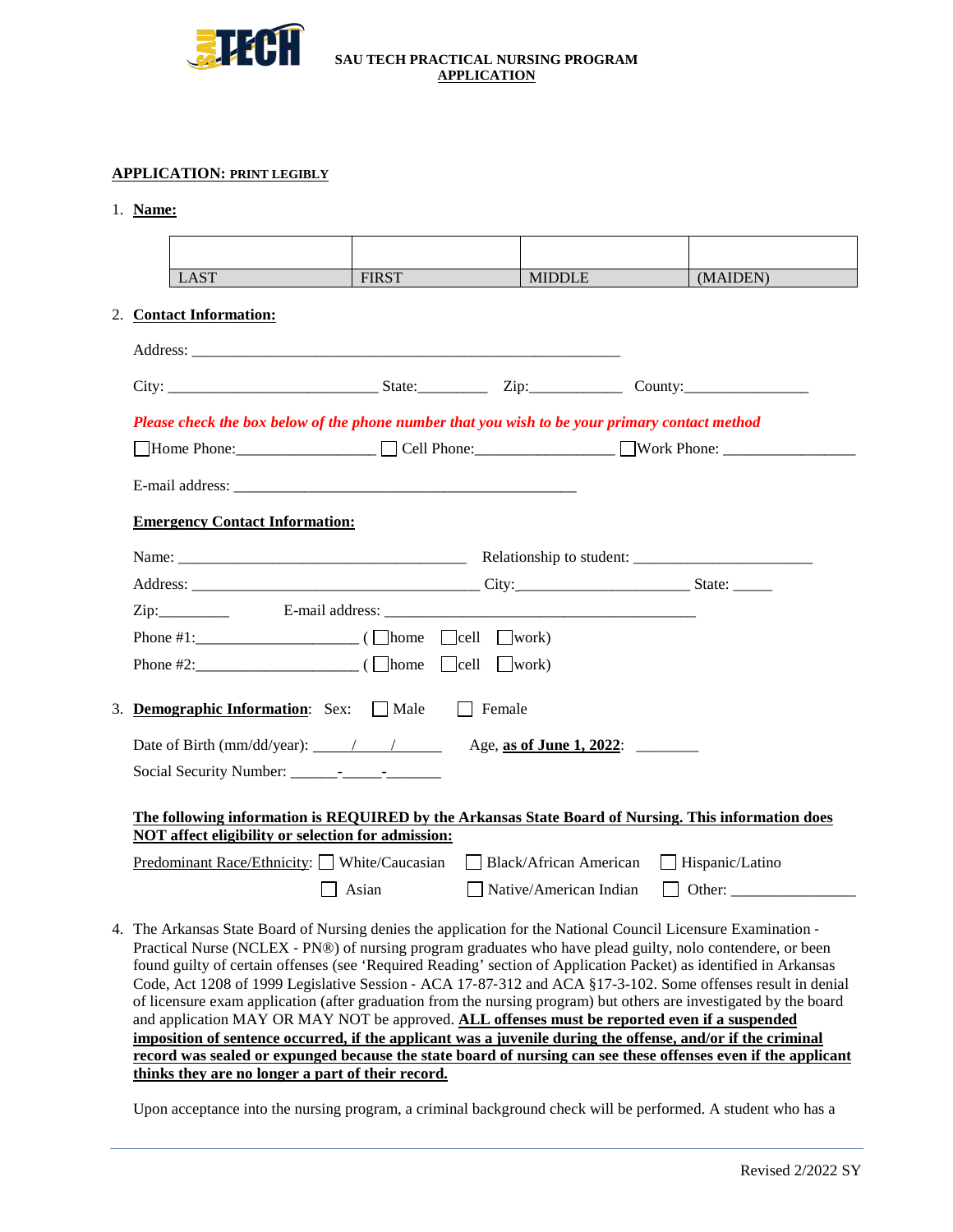**SAU TECH PRACTICAL NURSING PROGRAM**
**APPLICATION**

**APPLICATION: PRINT LEGIBLY**

1. **Name:**

| | | | |
|---|---|---|---|
| LAST | FIRST | MIDDLE | (MAIDEN) |

2. **Contact Information:**

Address: ________________________________________________

City: _________________________ State:_________ Zip:____________ County:________________

*Please check the box below of the phone number that you wish to be your primary contact method*

☐Home Phone:_________________ ☐ Cell Phone:_________________ ☐Work Phone: _________________

E-mail address: ____________________________________________

**Emergency Contact Information:**

Name: ____________________________________ Relationship to student: ______________________

Address: ____________________________________ City:______________________ State: _____

Zip:_________ E-mail address: ________________________________________

Phone #1:____________________ ( ☐home ☐cell ☐work)

Phone #2:____________________ ( ☐home ☐cell ☐work)

3. **Demographic Information**: Sex: ☐ Male ☐ Female

Date of Birth (mm/dd/year): _____/_____/______ Age, **as of June 1, 2022**: ________

Social Security Number: ______-_____-_______

**The following information is REQUIRED by the Arkansas State Board of Nursing. This information does NOT affect eligibility or selection for admission:**

Predominant Race/Ethnicity: ☐ White/Caucasian ☐ Black/African American ☐ Hispanic/Latino
☐ Asian ☐ Native/American Indian ☐ Other: ________________

4. The Arkansas State Board of Nursing denies the application for the National Council Licensure Examination - Practical Nurse (NCLEX - PN®) of nursing program graduates who have plead guilty, nolo contendere, or been found guilty of certain offenses (see 'Required Reading' section of Application Packet) as identified in Arkansas Code, Act 1208 of 1999 Legislative Session - ACA 17-87-312 and ACA §17-3-102. Some offenses result in denial of licensure exam application (after graduation from the nursing program) but others are investigated by the board and application MAY OR MAY NOT be approved. **ALL offenses must be reported even if a suspended imposition of sentence occurred, if the applicant was a juvenile during the offense, and/or if the criminal record was sealed or expunged because the state board of nursing can see these offenses even if the applicant thinks they are no longer a part of their record.**

Upon acceptance into the nursing program, a criminal background check will be performed. A student who has a

Revised 2/2022 SY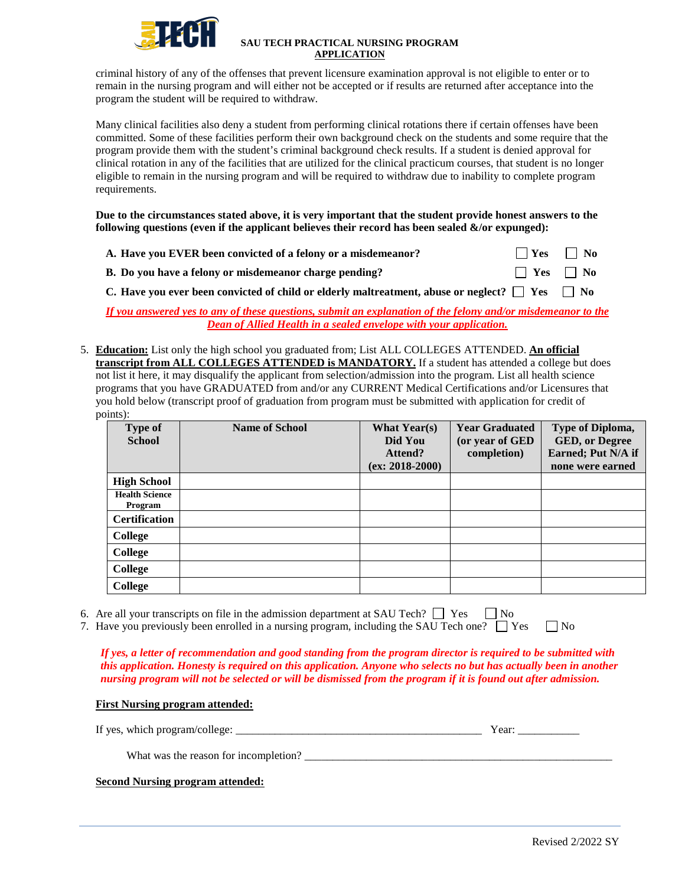criminal history of any of the offenses that prevent licensure examination approval is not eligible to enter or to remain in the nursing program and will either not be accepted or if results are returned after acceptance into the program the student will be required to withdraw.

Many clinical facilities also deny a student from performing clinical rotations there if certain offenses have been committed. Some of these facilities perform their own background check on the students and some require that the program provide them with the student's criminal background check results. If a student is denied approval for clinical rotation in any of the facilities that are utilized for the clinical practicum courses, that student is no longer eligible to remain in the nursing program and will be required to withdraw due to inability to complete program requirements.

**Due to the circumstances stated above, it is very important that the student provide honest answers to the following questions (even if the applicant believes their record has been sealed &/or expunged):**

**A. Have you EVER been convicted of a felony or a misdemeanor?** ☐ **Yes** ☐ **No**

**B. Do you have a felony or misdemeanor charge pending?** ☐ **Yes** ☐ **No**

**C. Have you ever been convicted of child or elderly maltreatment, abuse or neglect?** ☐ **Yes** ☐ **No**

***If you answered yes to any of these questions, submit an explanation of the felony and/or misdemeanor to the Dean of Allied Health in a sealed envelope with your application.***

5. **Education:** List only the high school you graduated from; List ALL COLLEGES ATTENDED. **An official transcript from ALL COLLEGES ATTENDED is MANDATORY.** If a student has attended a college but does not list it here, it may disqualify the applicant from selection/admission into the program. List all health science programs that you have GRADUATED from and/or any CURRENT Medical Certifications and/or Licensures that you hold below (transcript proof of graduation from program must be submitted with application for credit of points):

| Type of School | Name of School | What Year(s) Did You Attend? (ex: 2018-2000) | Year Graduated (or year of GED completion) | Type of Diploma, GED, or Degree Earned; Put N/A if none were earned |
|---|---|---|---|---|
| **High School** | | | | |
| **Health Science Program** | | | | |
| **Certification** | | | | |
| **College** | | | | |
| **College** | | | | |
| **College** | | | | |
| **College** | | | | |

6. Are all your transcripts on file in the admission department at SAU Tech? ☐ Yes ☐ No
7. Have you previously been enrolled in a nursing program, including the SAU Tech one? ☐ Yes ☐ No

***If yes, a letter of recommendation and good standing from the program director is required to be submitted with this application. Honesty is required on this application. Anyone who selects no but has actually been in another nursing program will not be selected or will be dismissed from the program if it is found out after admission.***

**First Nursing program attended:**

If yes, which program/college: ____________________________________________ Year: ___________

What was the reason for incompletion? ________________________________________________________

**Second Nursing program attended:**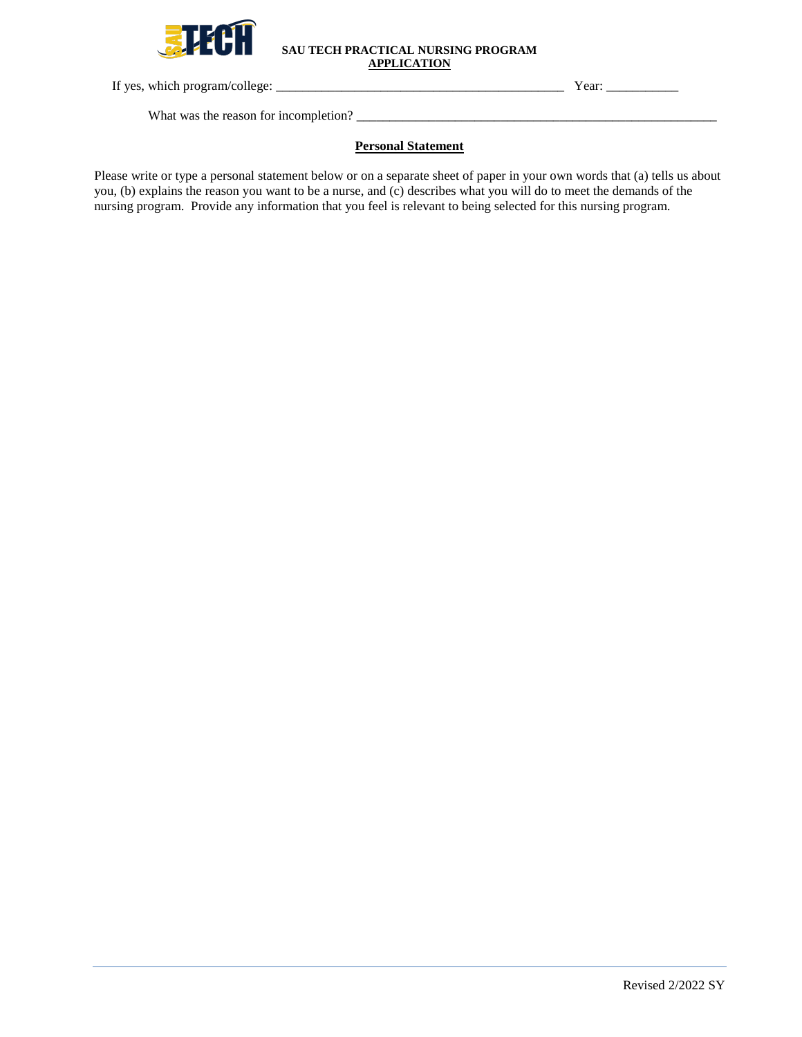If yes, which program/college: _____________________________________________ Year: ___________

What was the reason for incompletion? ________________________________________________________

## Personal Statement

Please write or type a personal statement below or on a separate sheet of paper in your own words that (a) tells us about you, (b) explains the reason you want to be a nurse, and (c) describes what you will do to meet the demands of the nursing program. Provide any information that you feel is relevant to being selected for this nursing program.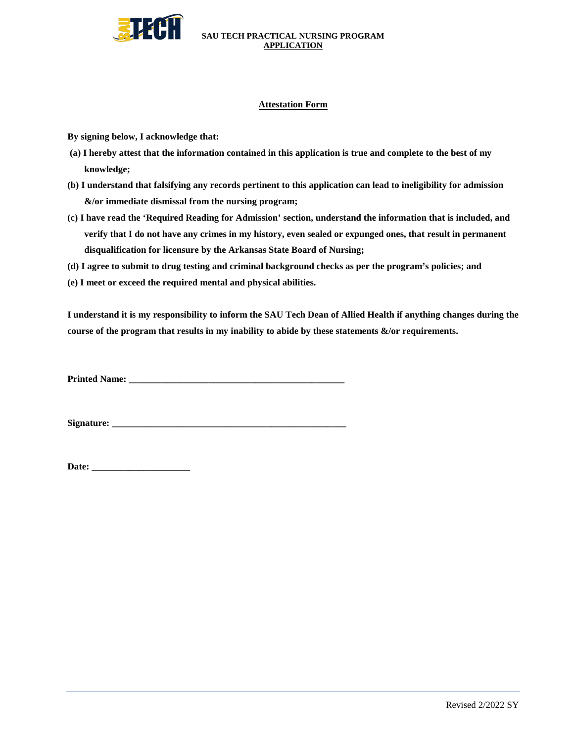**SAU TECH PRACTICAL NURSING PROGRAM**
**APPLICATION**

## Attestation Form

**By signing below, I acknowledge that:**

**(a) I hereby attest that the information contained in this application is true and complete to the best of my knowledge;**

**(b) I understand that falsifying any records pertinent to this application can lead to ineligibility for admission &/or immediate dismissal from the nursing program;**

**(c) I have read the 'Required Reading for Admission' section, understand the information that is included, and verify that I do not have any crimes in my history, even sealed or expunged ones, that result in permanent disqualification for licensure by the Arkansas State Board of Nursing;**

**(d) I agree to submit to drug testing and criminal background checks as per the program's policies; and**

**(e) I meet or exceed the required mental and physical abilities.**

**I understand it is my responsibility to inform the SAU Tech Dean of Allied Health if anything changes during the course of the program that results in my inability to abide by these statements &/or requirements.**

**Printed Name:** _______________________________________________

**Signature:** ____________________________________________________

**Date:** ______________________

Revised 2/2022 SY